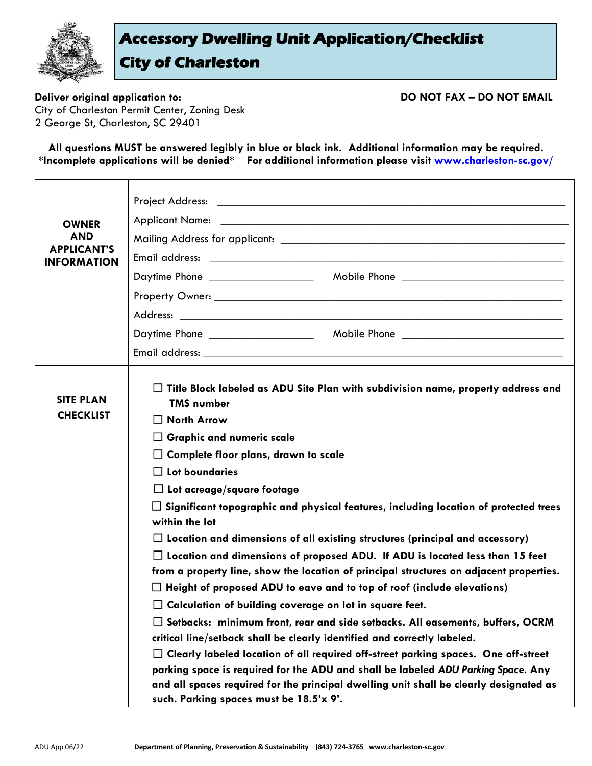# Accessory Dwelling Unit Application/Checklist
# City of Charleston

**Deliver original application to:**
City of Charleston Permit Center, Zoning Desk
2 George St, Charleston, SC 29401

**DO NOT FAX – DO NOT EMAIL**

**All questions MUST be answered legibly in blue or black ink. Additional information may be required. \*Incomplete applications will be denied\* For additional information please visit [www.charleston-sc.gov/](http://www.charleston-sc.gov/)**

| | |
|---|---|
| **OWNER AND APPLICANT'S INFORMATION** | Project Address: ____________________<br>Applicant Name: ____________________<br>Mailing Address for applicant: ____________________<br>Email address: ____________________<br>Daytime Phone __________ Mobile Phone __________<br>Property Owner: ____________________<br>Address: ____________________<br>Daytime Phone __________ Mobile Phone __________<br>Email address: ____________________ |
| **SITE PLAN CHECKLIST** | ☐ **Title Block labeled as ADU Site Plan with subdivision name, property address and TMS number**<br>☐ **North Arrow**<br>☐ **Graphic and numeric scale**<br>☐ **Complete floor plans, drawn to scale**<br>☐ **Lot boundaries**<br>☐ **Lot acreage/square footage**<br>☐ **Significant topographic and physical features, including location of protected trees within the lot**<br>☐ **Location and dimensions of all existing structures (principal and accessory)**<br>☐ **Location and dimensions of proposed ADU. If ADU is located less than 15 feet from a property line, show the location of principal structures on adjacent properties.**<br>☐ **Height of proposed ADU to eave and to top of roof (include elevations)**<br>☐ **Calculation of building coverage on lot in square feet.**<br>☐ **Setbacks: minimum front, rear and side setbacks. All easements, buffers, OCRM critical line/setback shall be clearly identified and correctly labeled.**<br>☐ **Clearly labeled location of all required off-street parking spaces. One off-street parking space is required for the ADU and shall be labeled *ADU Parking Space*. Any and all spaces required for the principal dwelling unit shall be clearly designated as such. Parking spaces must be 18.5'x 9'.** |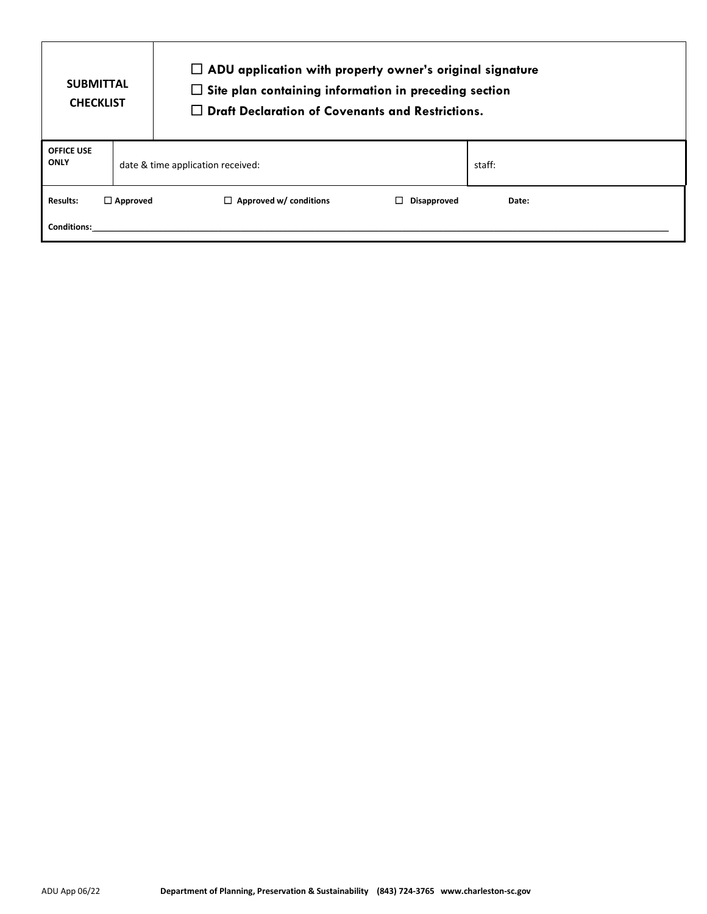| | |
|---|---|
| **SUBMITTAL CHECKLIST** | ☐ **ADU application with property owner's original signature**<br>☐ **Site plan containing information in preceding section**<br>☐ **Draft Declaration of Covenants and Restrictions.** |

| | | |
|---|---|---|
| **OFFICE USE ONLY** | date & time application received: | staff: |

**Results:** ☐ **Approved** ☐ **Approved w/ conditions** ☐ **Disapproved** **Date:**

**Conditions:**\_\_\_\_\_\_\_\_\_\_\_\_\_\_\_\_\_\_\_\_\_\_\_\_\_\_\_\_\_\_\_\_\_\_\_\_\_\_\_\_\_\_\_\_\_\_\_\_\_\_\_\_\_\_\_\_\_\_\_\_

ADU App 06/22 **Department of Planning, Preservation & Sustainability (843) 724-3765 www.charleston-sc.gov**